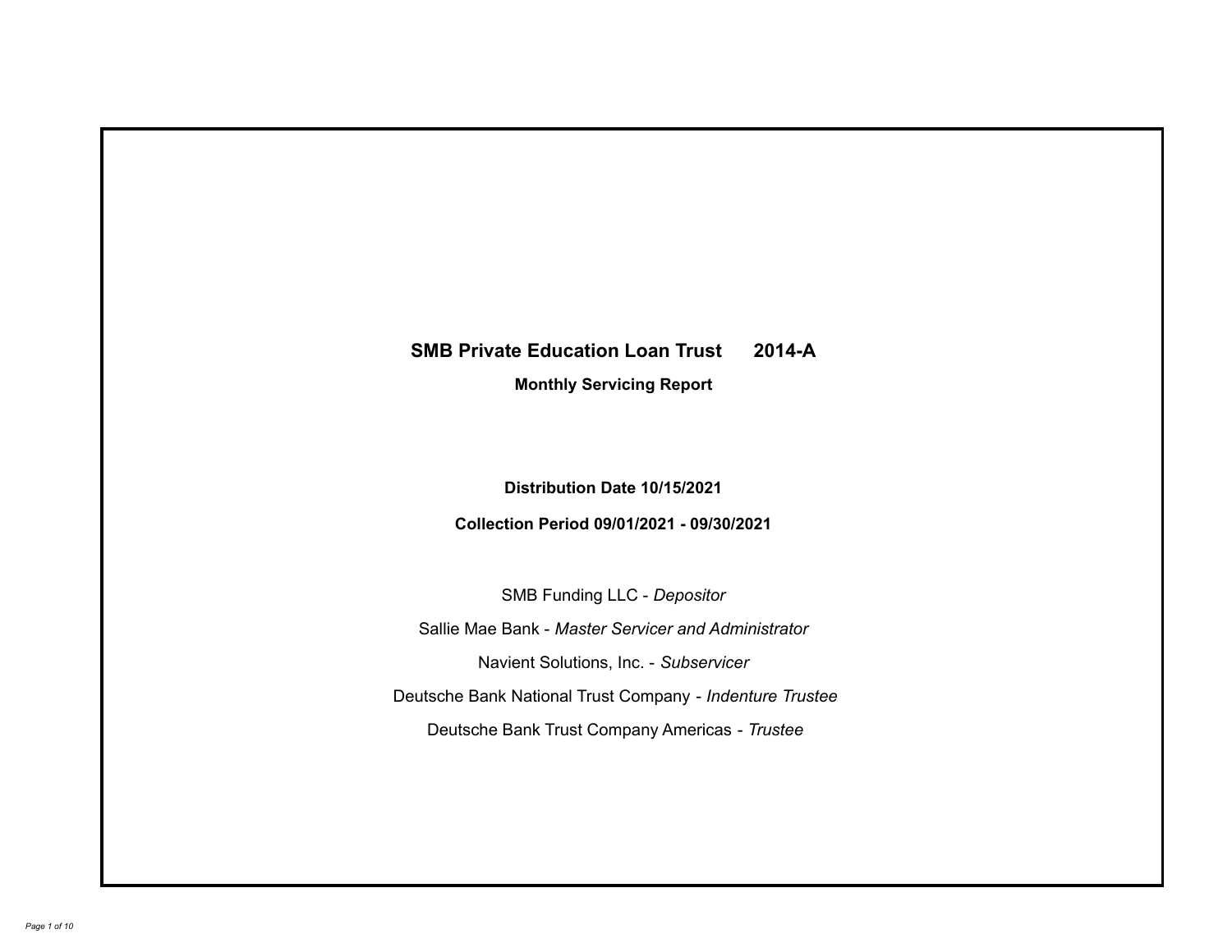# SMB Private Education Loan Trust 2014-A

## Monthly Servicing Report

**Distribution Date 10/15/2021**

**Collection Period 09/01/2021 - 09/30/2021**

SMB Funding LLC - *Depositor*

Sallie Mae Bank - *Master Servicer and Administrator*

Navient Solutions, Inc. - *Subservicer*

Deutsche Bank National Trust Company - *Indenture Trustee*

Deutsche Bank Trust Company Americas - *Trustee*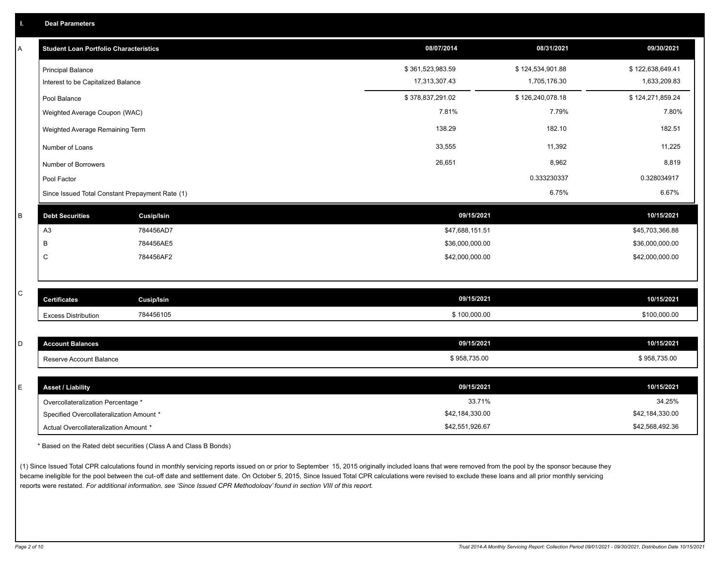## I. Deal Parameters

### A

| Student Loan Portfolio Characteristics | 08/07/2014 | 08/31/2021 | 09/30/2021 |
|---|---|---|---|
| Principal Balance | $ 361,523,983.59 | $ 124,534,901.88 | $ 122,638,649.41 |
| Interest to be Capitalized Balance | 17,313,307.43 | 1,705,176.30 | 1,633,209.83 |
| Pool Balance | $ 378,837,291.02 | $ 126,240,078.18 | $ 124,271,859.24 |
| Weighted Average Coupon (WAC) | 7.81% | 7.79% | 7.80% |
| Weighted Average Remaining Term | 138.29 | 182.10 | 182.51 |
| Number of Loans | 33,555 | 11,392 | 11,225 |
| Number of Borrowers | 26,651 | 8,962 | 8,819 |
| Pool Factor | | 0.333230337 | 0.328034917 |
| Since Issued Total Constant Prepayment Rate (1) | | 6.75% | 6.67% |

### B

| Debt Securities | Cusip/Isin | 09/15/2021 | 10/15/2021 |
|---|---|---|---|
| A3 | 784456AD7 | $47,688,151.51 | $45,703,366.88 |
| B | 784456AE5 | $36,000,000.00 | $36,000,000.00 |
| C | 784456AF2 | $42,000,000.00 | $42,000,000.00 |

### C

| Certificates | Cusip/Isin | 09/15/2021 | 10/15/2021 |
|---|---|---|---|
| Excess Distribution | 784456105 | $ 100,000.00 | $100,000.00 |

### D

| Account Balances | 09/15/2021 | 10/15/2021 |
|---|---|---|
| Reserve Account Balance | $ 958,735.00 | $ 958,735.00 |

### E

| Asset / Liability | 09/15/2021 | 10/15/2021 |
|---|---|---|
| Overcollateralization Percentage * | 33.71% | 34.25% |
| Specified Overcollateralization Amount * | $42,184,330.00 | $42,184,330.00 |
| Actual Overcollateralization Amount * | $42,551,926.67 | $42,568,492.36 |

* Based on the Rated debt securities (Class A and Class B Bonds)

(1) Since Issued Total CPR calculations found in monthly servicing reports issued on or prior to September 15, 2015 originally included loans that were removed from the pool by the sponsor because they became ineligible for the pool between the cut-off date and settlement date. On October 5, 2015, Since Issued Total CPR calculations were revised to exclude these loans and all prior monthly servicing reports were restated. *For additional information, see 'Since Issued CPR Methodology' found in section VIII of this report.*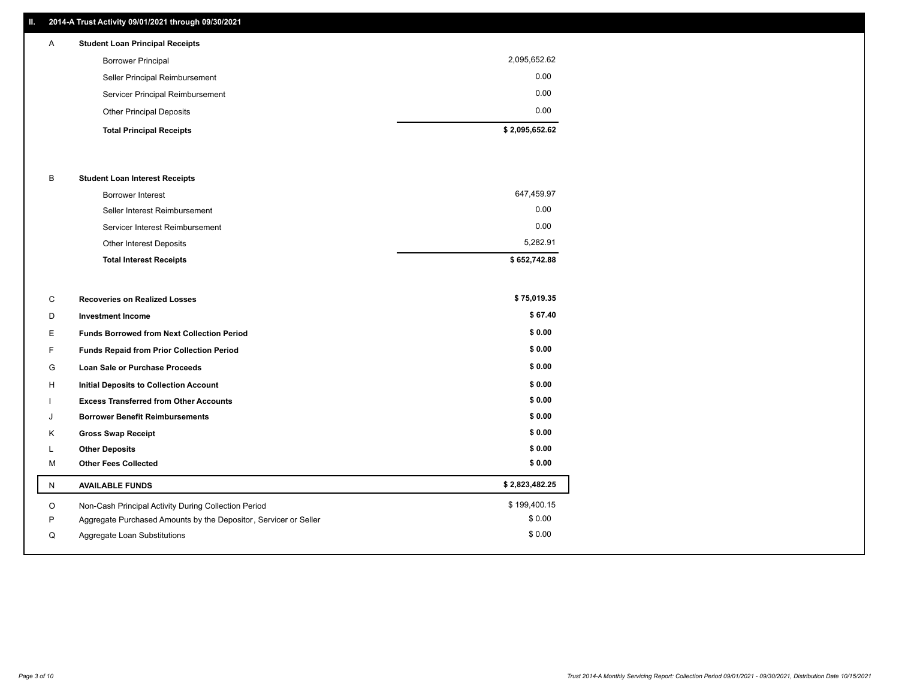## II. 2014-A Trust Activity 09/01/2021 through 09/30/2021

| | | |
|---|---|---|
| **A** | **Student Loan Principal Receipts** | |
| | Borrower Principal | 2,095,652.62 |
| | Seller Principal Reimbursement | 0.00 |
| | Servicer Principal Reimbursement | 0.00 |
| | Other Principal Deposits | 0.00 |
| | **Total Principal Receipts** | **$ 2,095,652.62** |
| **B** | **Student Loan Interest Receipts** | |
| | Borrower Interest | 647,459.97 |
| | Seller Interest Reimbursement | 0.00 |
| | Servicer Interest Reimbursement | 0.00 |
| | Other Interest Deposits | 5,282.91 |
| | **Total Interest Receipts** | **$ 652,742.88** |
| **C** | **Recoveries on Realized Losses** | **$ 75,019.35** |
| **D** | **Investment Income** | **$ 67.40** |
| **E** | **Funds Borrowed from Next Collection Period** | **$ 0.00** |
| **F** | **Funds Repaid from Prior Collection Period** | **$ 0.00** |
| **G** | **Loan Sale or Purchase Proceeds** | **$ 0.00** |
| **H** | **Initial Deposits to Collection Account** | **$ 0.00** |
| **I** | **Excess Transferred from Other Accounts** | **$ 0.00** |
| **J** | **Borrower Benefit Reimbursements** | **$ 0.00** |
| **K** | **Gross Swap Receipt** | **$ 0.00** |
| **L** | **Other Deposits** | **$ 0.00** |
| **M** | **Other Fees Collected** | **$ 0.00** |
| **N** | **AVAILABLE FUNDS** | **$ 2,823,482.25** |
| O | Non-Cash Principal Activity During Collection Period | $ 199,400.15 |
| P | Aggregate Purchased Amounts by the Depositor, Servicer or Seller | $ 0.00 |
| Q | Aggregate Loan Substitutions | $ 0.00 |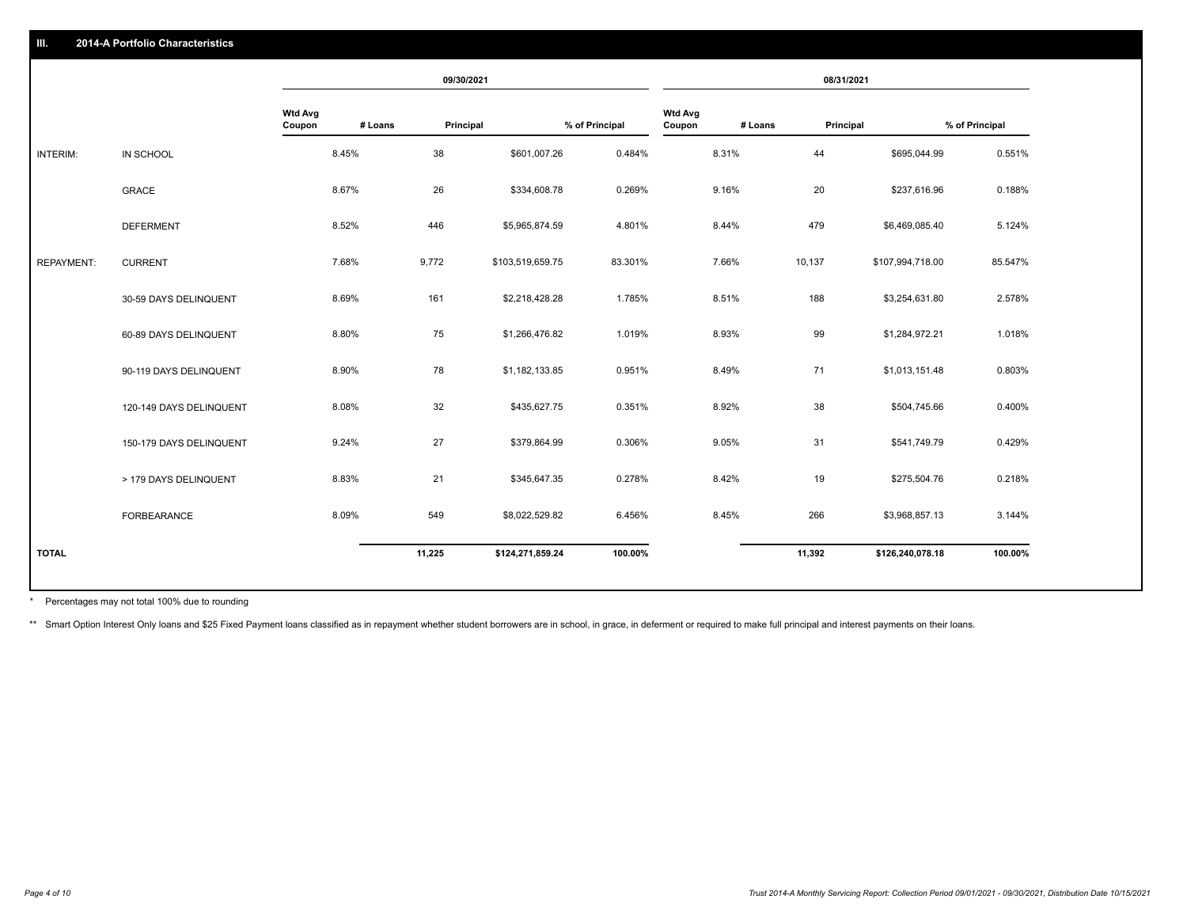## III. 2014-A Portfolio Characteristics

| | | 09/30/2021 | | | | 08/31/2021 | | | |
|---|---|---|---|---|---|---|---|---|---|
| | | Wtd Avg Coupon | # Loans | Principal | % of Principal | Wtd Avg Coupon | # Loans | Principal | % of Principal |
| INTERIM: | IN SCHOOL | 8.45% | 38 | $601,007.26 | 0.484% | 8.31% | 44 | $695,044.99 | 0.551% |
| | GRACE | 8.67% | 26 | $334,608.78 | 0.269% | 9.16% | 20 | $237,616.96 | 0.188% |
| | DEFERMENT | 8.52% | 446 | $5,965,874.59 | 4.801% | 8.44% | 479 | $6,469,085.40 | 5.124% |
| REPAYMENT: | CURRENT | 7.68% | 9,772 | $103,519,659.75 | 83.301% | 7.66% | 10,137 | $107,994,718.00 | 85.547% |
| | 30-59 DAYS DELINQUENT | 8.69% | 161 | $2,218,428.28 | 1.785% | 8.51% | 188 | $3,254,631.80 | 2.578% |
| | 60-89 DAYS DELINQUENT | 8.80% | 75 | $1,266,476.82 | 1.019% | 8.93% | 99 | $1,284,972.21 | 1.018% |
| | 90-119 DAYS DELINQUENT | 8.90% | 78 | $1,182,133.85 | 0.951% | 8.49% | 71 | $1,013,151.48 | 0.803% |
| | 120-149 DAYS DELINQUENT | 8.08% | 32 | $435,627.75 | 0.351% | 8.92% | 38 | $504,745.66 | 0.400% |
| | 150-179 DAYS DELINQUENT | 9.24% | 27 | $379,864.99 | 0.306% | 9.05% | 31 | $541,749.79 | 0.429% |
| | > 179 DAYS DELINQUENT | 8.83% | 21 | $345,647.35 | 0.278% | 8.42% | 19 | $275,504.76 | 0.218% |
| | FORBEARANCE | 8.09% | 549 | $8,022,529.82 | 6.456% | 8.45% | 266 | $3,968,857.13 | 3.144% |
| TOTAL | | | 11,225 | $124,271,859.24 | 100.00% | | 11,392 | $126,240,078.18 | 100.00% |

* Percentages may not total 100% due to rounding

** Smart Option Interest Only loans and $25 Fixed Payment loans classified as in repayment whether student borrowers are in school, in grace, in deferment or required to make full principal and interest payments on their loans.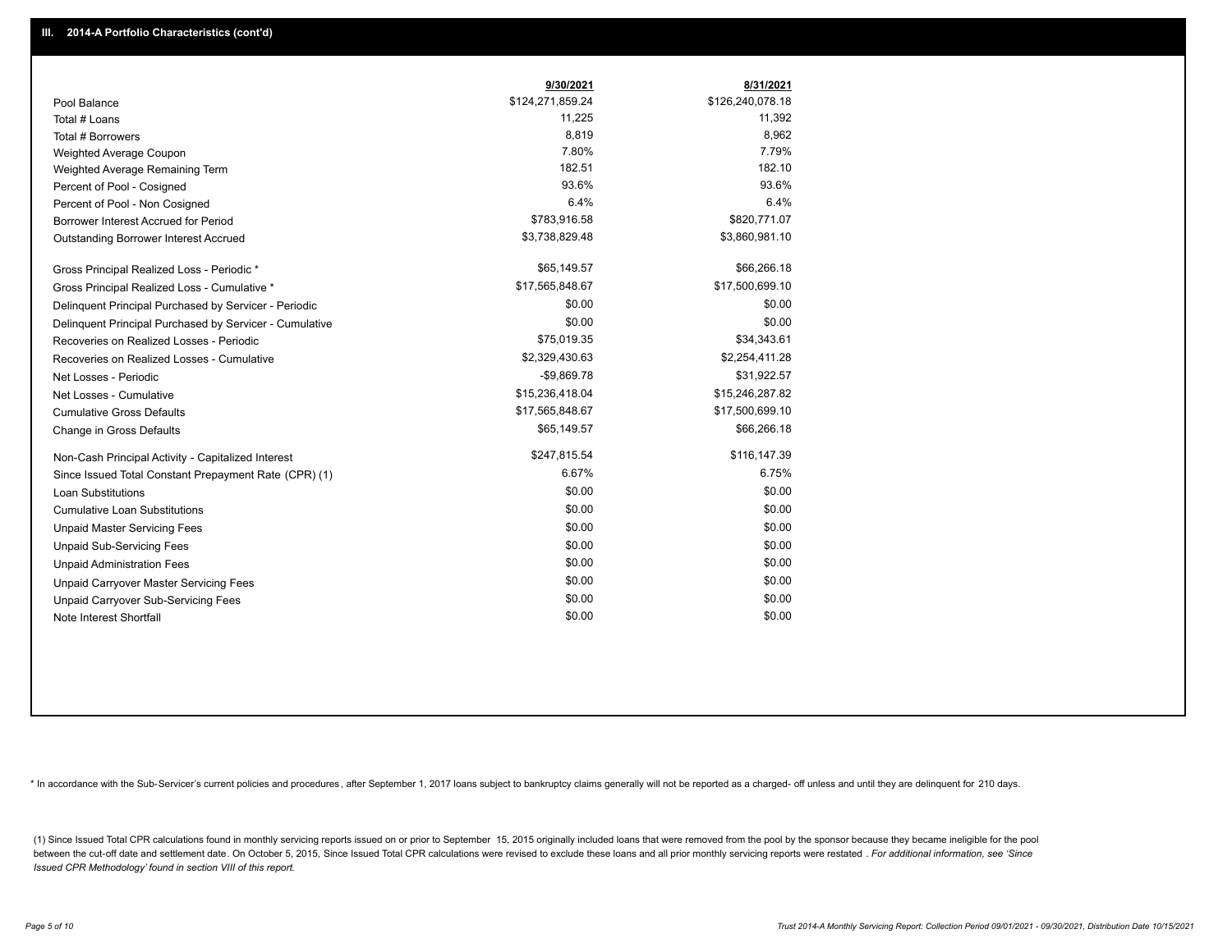## III. 2014-A Portfolio Characteristics (cont'd)

| | 9/30/2021 | 8/31/2021 |
|---|---|---|
| Pool Balance | $124,271,859.24 | $126,240,078.18 |
| Total # Loans | 11,225 | 11,392 |
| Total # Borrowers | 8,819 | 8,962 |
| Weighted Average Coupon | 7.80% | 7.79% |
| Weighted Average Remaining Term | 182.51 | 182.10 |
| Percent of Pool - Cosigned | 93.6% | 93.6% |
| Percent of Pool - Non Cosigned | 6.4% | 6.4% |
| Borrower Interest Accrued for Period | $783,916.58 | $820,771.07 |
| Outstanding Borrower Interest Accrued | $3,738,829.48 | $3,860,981.10 |
| Gross Principal Realized Loss - Periodic * | $65,149.57 | $66,266.18 |
| Gross Principal Realized Loss - Cumulative * | $17,565,848.67 | $17,500,699.10 |
| Delinquent Principal Purchased by Servicer - Periodic | $0.00 | $0.00 |
| Delinquent Principal Purchased by Servicer - Cumulative | $0.00 | $0.00 |
| Recoveries on Realized Losses - Periodic | $75,019.35 | $34,343.61 |
| Recoveries on Realized Losses - Cumulative | $2,329,430.63 | $2,254,411.28 |
| Net Losses - Periodic | -$9,869.78 | $31,922.57 |
| Net Losses - Cumulative | $15,236,418.04 | $15,246,287.82 |
| Cumulative Gross Defaults | $17,565,848.67 | $17,500,699.10 |
| Change in Gross Defaults | $65,149.57 | $66,266.18 |
| Non-Cash Principal Activity - Capitalized Interest | $247,815.54 | $116,147.39 |
| Since Issued Total Constant Prepayment Rate (CPR) (1) | 6.67% | 6.75% |
| Loan Substitutions | $0.00 | $0.00 |
| Cumulative Loan Substitutions | $0.00 | $0.00 |
| Unpaid Master Servicing Fees | $0.00 | $0.00 |
| Unpaid Sub-Servicing Fees | $0.00 | $0.00 |
| Unpaid Administration Fees | $0.00 | $0.00 |
| Unpaid Carryover Master Servicing Fees | $0.00 | $0.00 |
| Unpaid Carryover Sub-Servicing Fees | $0.00 | $0.00 |
| Note Interest Shortfall | $0.00 | $0.00 |

* In accordance with the Sub-Servicer's current policies and procedures, after September 1, 2017 loans subject to bankruptcy claims generally will not be reported as a charged- off unless and until they are delinquent for 210 days.

(1) Since Issued Total CPR calculations found in monthly servicing reports issued on or prior to September 15, 2015 originally included loans that were removed from the pool by the sponsor because they became ineligible for the pool between the cut-off date and settlement date. On October 5, 2015, Since Issued Total CPR calculations were revised to exclude these loans and all prior monthly servicing reports were restated . *For additional information, see 'Since Issued CPR Methodology' found in section VIII of this report.*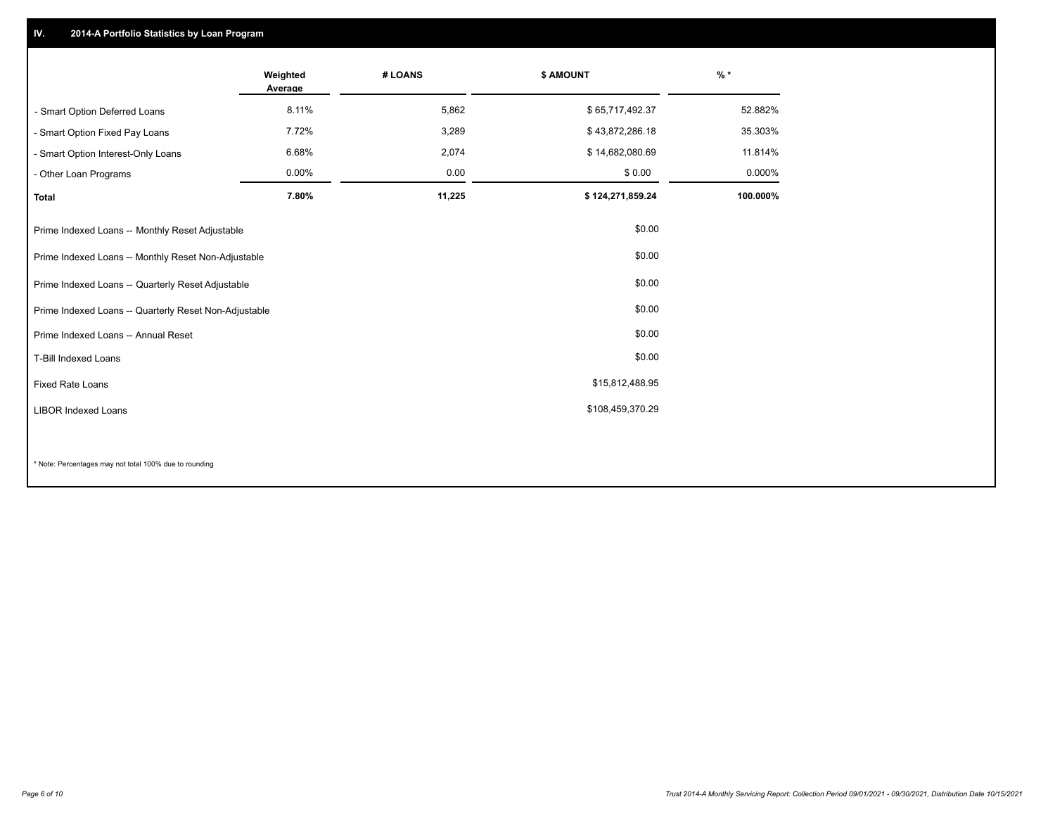## IV. 2014-A Portfolio Statistics by Loan Program

| | Weighted Average | # LOANS | $ AMOUNT | % * |
|---|---|---|---|---|
| - Smart Option Deferred Loans | 8.11% | 5,862 | $ 65,717,492.37 | 52.882% |
| - Smart Option Fixed Pay Loans | 7.72% | 3,289 | $ 43,872,286.18 | 35.303% |
| - Smart Option Interest-Only Loans | 6.68% | 2,074 | $ 14,682,080.69 | 11.814% |
| - Other Loan Programs | 0.00% | 0.00 | $ 0.00 | 0.000% |
| **Total** | **7.80%** | **11,225** | **$ 124,271,859.24** | **100.000%** |

| | |
|---|---|
| Prime Indexed Loans -- Monthly Reset Adjustable | $0.00 |
| Prime Indexed Loans -- Monthly Reset Non-Adjustable | $0.00 |
| Prime Indexed Loans -- Quarterly Reset Adjustable | $0.00 |
| Prime Indexed Loans -- Quarterly Reset Non-Adjustable | $0.00 |
| Prime Indexed Loans -- Annual Reset | $0.00 |
| T-Bill Indexed Loans | $0.00 |
| Fixed Rate Loans | $15,812,488.95 |
| LIBOR Indexed Loans | $108,459,370.29 |

* Note: Percentages may not total 100% due to rounding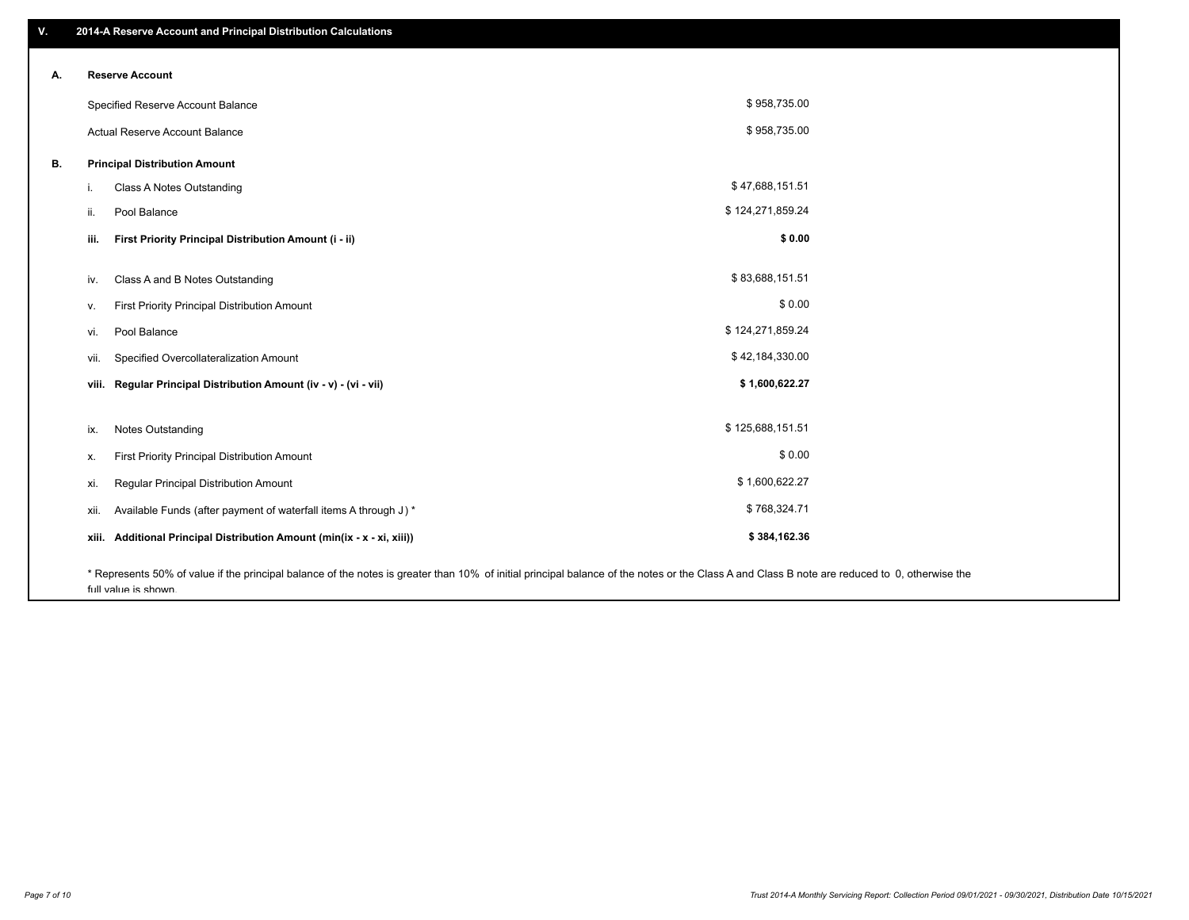## V. 2014-A Reserve Account and Principal Distribution Calculations

### A. Reserve Account

| | |
|---|---|
| Specified Reserve Account Balance | $ 958,735.00 |
| Actual Reserve Account Balance | $ 958,735.00 |

### B. Principal Distribution Amount

| | | |
|---|---|---|
| i. | Class A Notes Outstanding | $ 47,688,151.51 |
| ii. | Pool Balance | $ 124,271,859.24 |
| **iii.** | **First Priority Principal Distribution Amount (i - ii)** | **$ 0.00** |
| iv. | Class A and B Notes Outstanding | $ 83,688,151.51 |
| v. | First Priority Principal Distribution Amount | $ 0.00 |
| vi. | Pool Balance | $ 124,271,859.24 |
| vii. | Specified Overcollateralization Amount | $ 42,184,330.00 |
| **viii.** | **Regular Principal Distribution Amount (iv - v) - (vi - vii)** | **$ 1,600,622.27** |
| ix. | Notes Outstanding | $ 125,688,151.51 |
| x. | First Priority Principal Distribution Amount | $ 0.00 |
| xi. | Regular Principal Distribution Amount | $ 1,600,622.27 |
| xii. | Available Funds (after payment of waterfall items A through J ) * | $ 768,324.71 |
| **xiii.** | **Additional Principal Distribution Amount (min(ix - x - xi, xiii))** | **$ 384,162.36** |

* Represents 50% of value if the principal balance of the notes is greater than 10% of initial principal balance of the notes or the Class A and Class B note are reduced to 0, otherwise the full value is shown.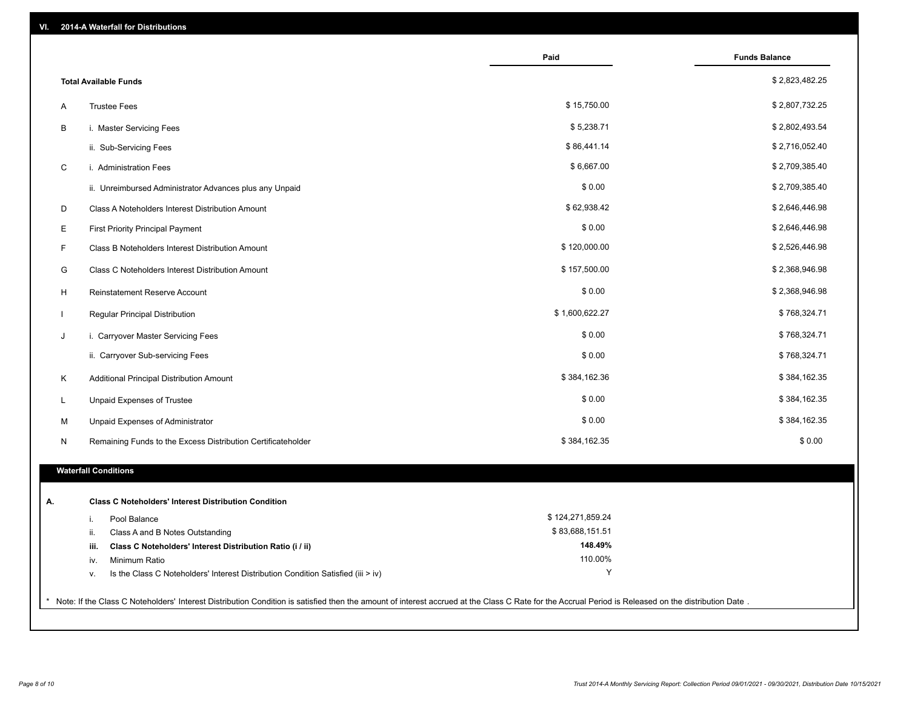## VI. 2014-A Waterfall for Distributions

| | | Paid | Funds Balance |
|---|---|---|---|
| | **Total Available Funds** | | $ 2,823,482.25 |
| A | Trustee Fees | $ 15,750.00 | $ 2,807,732.25 |
| B | i. Master Servicing Fees | $ 5,238.71 | $ 2,802,493.54 |
| | ii. Sub-Servicing Fees | $ 86,441.14 | $ 2,716,052.40 |
| C | i. Administration Fees | $ 6,667.00 | $ 2,709,385.40 |
| | ii. Unreimbursed Administrator Advances plus any Unpaid | $ 0.00 | $ 2,709,385.40 |
| D | Class A Noteholders Interest Distribution Amount | $ 62,938.42 | $ 2,646,446.98 |
| E | First Priority Principal Payment | $ 0.00 | $ 2,646,446.98 |
| F | Class B Noteholders Interest Distribution Amount | $ 120,000.00 | $ 2,526,446.98 |
| G | Class C Noteholders Interest Distribution Amount | $ 157,500.00 | $ 2,368,946.98 |
| H | Reinstatement Reserve Account | $ 0.00 | $ 2,368,946.98 |
| I | Regular Principal Distribution | $ 1,600,622.27 | $ 768,324.71 |
| J | i. Carryover Master Servicing Fees | $ 0.00 | $ 768,324.71 |
| | ii. Carryover Sub-servicing Fees | $ 0.00 | $ 768,324.71 |
| K | Additional Principal Distribution Amount | $ 384,162.36 | $ 384,162.35 |
| L | Unpaid Expenses of Trustee | $ 0.00 | $ 384,162.35 |
| M | Unpaid Expenses of Administrator | $ 0.00 | $ 384,162.35 |
| N | Remaining Funds to the Excess Distribution Certificateholder | $ 384,162.35 | $ 0.00 |

### Waterfall Conditions

**A. Class C Noteholders' Interest Distribution Condition**

| | | |
|---|---|---|
| i. | Pool Balance | $ 124,271,859.24 |
| ii. | Class A and B Notes Outstanding | $ 83,688,151.51 |
| **iii.** | **Class C Noteholders' Interest Distribution Ratio (i / ii)** | **148.49%** |
| iv. | Minimum Ratio | 110.00% |
| v. | Is the Class C Noteholders' Interest Distribution Condition Satisfied (iii > iv) | Y |

* Note: If the Class C Noteholders' Interest Distribution Condition is satisfied then the amount of interest accrued at the Class C Rate for the Accrual Period is Released on the distribution Date .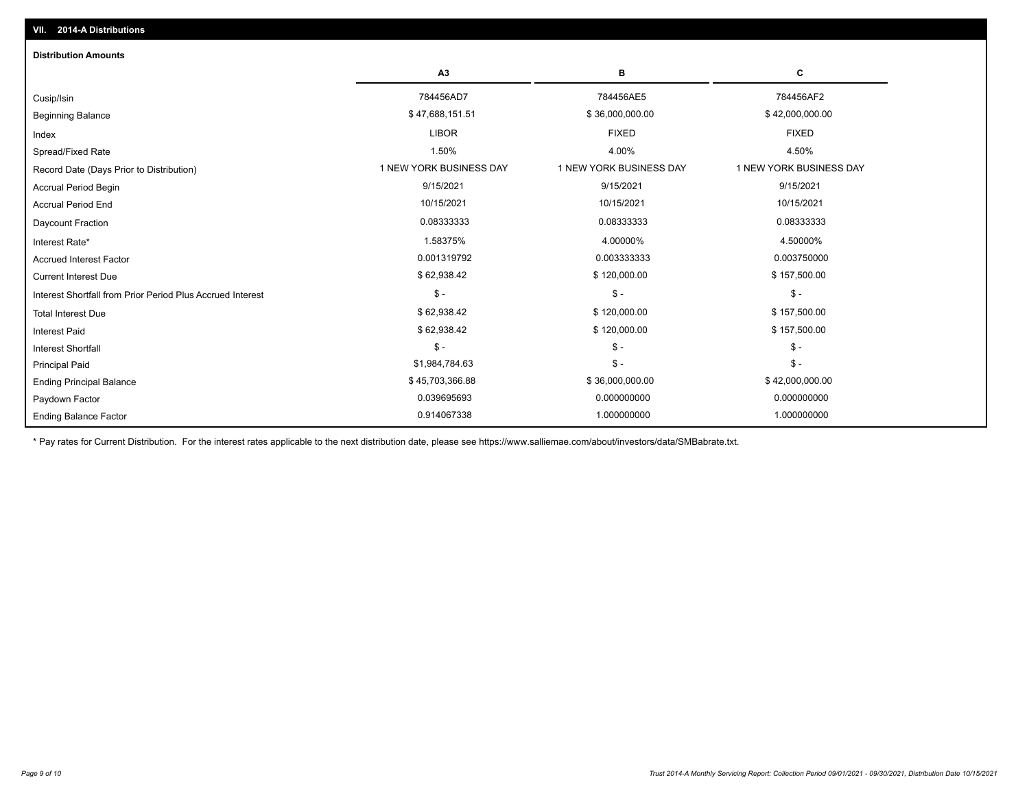## VII. 2014-A Distributions

### Distribution Amounts

| | A3 | B | C |
|---|---|---|---|
| Cusip/Isin | 784456AD7 | 784456AE5 | 784456AF2 |
| Beginning Balance | $ 47,688,151.51 | $ 36,000,000.00 | $ 42,000,000.00 |
| Index | LIBOR | FIXED | FIXED |
| Spread/Fixed Rate | 1.50% | 4.00% | 4.50% |
| Record Date (Days Prior to Distribution) | 1 NEW YORK BUSINESS DAY | 1 NEW YORK BUSINESS DAY | 1 NEW YORK BUSINESS DAY |
| Accrual Period Begin | 9/15/2021 | 9/15/2021 | 9/15/2021 |
| Accrual Period End | 10/15/2021 | 10/15/2021 | 10/15/2021 |
| Daycount Fraction | 0.08333333 | 0.08333333 | 0.08333333 |
| Interest Rate* | 1.58375% | 4.00000% | 4.50000% |
| Accrued Interest Factor | 0.001319792 | 0.003333333 | 0.003750000 |
| Current Interest Due | $ 62,938.42 | $ 120,000.00 | $ 157,500.00 |
| Interest Shortfall from Prior Period Plus Accrued Interest | $ - | $ - | $ - |
| Total Interest Due | $ 62,938.42 | $ 120,000.00 | $ 157,500.00 |
| Interest Paid | $ 62,938.42 | $ 120,000.00 | $ 157,500.00 |
| Interest Shortfall | $ - | $ - | $ - |
| Principal Paid | $1,984,784.63 | $ - | $ - |
| Ending Principal Balance | $ 45,703,366.88 | $ 36,000,000.00 | $ 42,000,000.00 |
| Paydown Factor | 0.039695693 | 0.000000000 | 0.000000000 |
| Ending Balance Factor | 0.914067338 | 1.000000000 | 1.000000000 |

* Pay rates for Current Distribution. For the interest rates applicable to the next distribution date, please see https://www.salliemae.com/about/investors/data/SMBabrate.txt.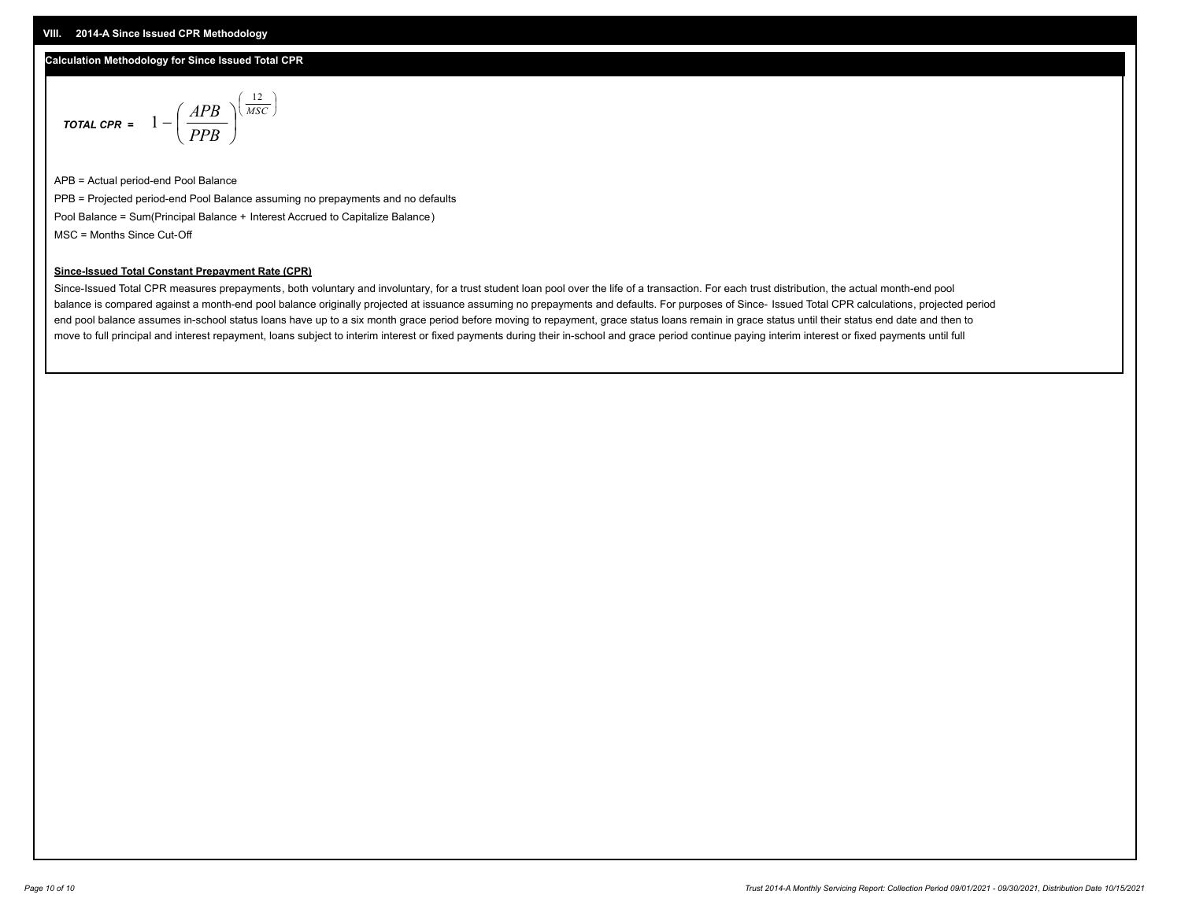## VIII. 2014-A Since Issued CPR Methodology

### Calculation Methodology for Since Issued Total CPR

$$\textit{TOTAL CPR} = 1 - \left(\frac{APB}{PPB}\right)^{\left(\frac{12}{MSC}\right)}$$

APB = Actual period-end Pool Balance

PPB = Projected period-end Pool Balance assuming no prepayments and no defaults

Pool Balance = Sum(Principal Balance + Interest Accrued to Capitalize Balance)

MSC = Months Since Cut-Off

**Since-Issued Total Constant Prepayment Rate (CPR)**

Since-Issued Total CPR measures prepayments, both voluntary and involuntary, for a trust student loan pool over the life of a transaction. For each trust distribution, the actual month-end pool balance is compared against a month-end pool balance originally projected at issuance assuming no prepayments and defaults. For purposes of Since- Issued Total CPR calculations, projected period end pool balance assumes in-school status loans have up to a six month grace period before moving to repayment, grace status loans remain in grace status until their status end date and then to move to full principal and interest repayment, loans subject to interim interest or fixed payments during their in-school and grace period continue paying interim interest or fixed payments until full